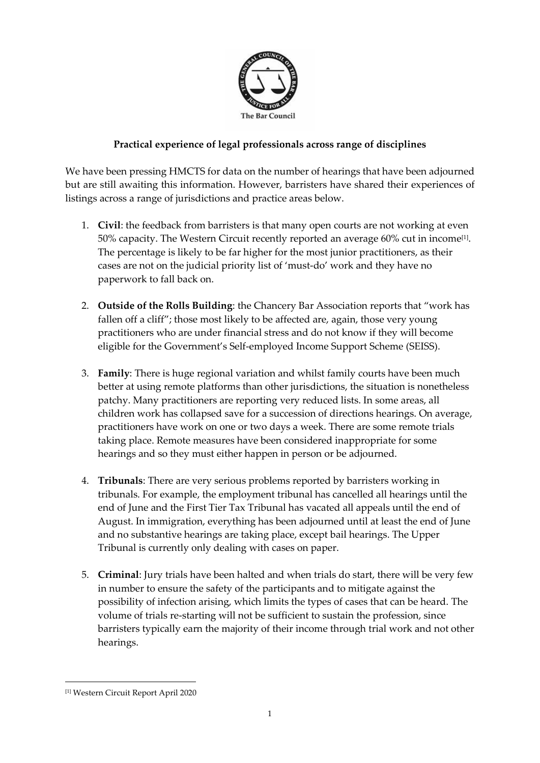The Bar Council

**Practical experience of legal professionals across range of disciplines**

We have been pressing HMCTS for data on the number of hearings that have been adjourned but are still awaiting this information. However, barristers have shared their experiences of listings across a range of jurisdictions and practice areas below.

1. **Civil**: the feedback from barristers is that many open courts are not working at even 50% capacity. The Western Circuit recently reported an average 60% cut in income[1]. The percentage is likely to be far higher for the most junior practitioners, as their cases are not on the judicial priority list of 'must-do' work and they have no paperwork to fall back on.

2. **Outside of the Rolls Building**: the Chancery Bar Association reports that "work has fallen off a cliff"; those most likely to be affected are, again, those very young practitioners who are under financial stress and do not know if they will become eligible for the Government's Self-employed Income Support Scheme (SEISS).

3. **Family**: There is huge regional variation and whilst family courts have been much better at using remote platforms than other jurisdictions, the situation is nonetheless patchy. Many practitioners are reporting very reduced lists. In some areas, all children work has collapsed save for a succession of directions hearings. On average, practitioners have work on one or two days a week. There are some remote trials taking place. Remote measures have been considered inappropriate for some hearings and so they must either happen in person or be adjourned.

4. **Tribunals**: There are very serious problems reported by barristers working in tribunals. For example, the employment tribunal has cancelled all hearings until the end of June and the First Tier Tax Tribunal has vacated all appeals until the end of August. In immigration, everything has been adjourned until at least the end of June and no substantive hearings are taking place, except bail hearings. The Upper Tribunal is currently only dealing with cases on paper.

5. **Criminal**: Jury trials have been halted and when trials do start, there will be very few in number to ensure the safety of the participants and to mitigate against the possibility of infection arising, which limits the types of cases that can be heard. The volume of trials re-starting will not be sufficient to sustain the profession, since barristers typically earn the majority of their income through trial work and not other hearings.

---

[1] Western Circuit Report April 2020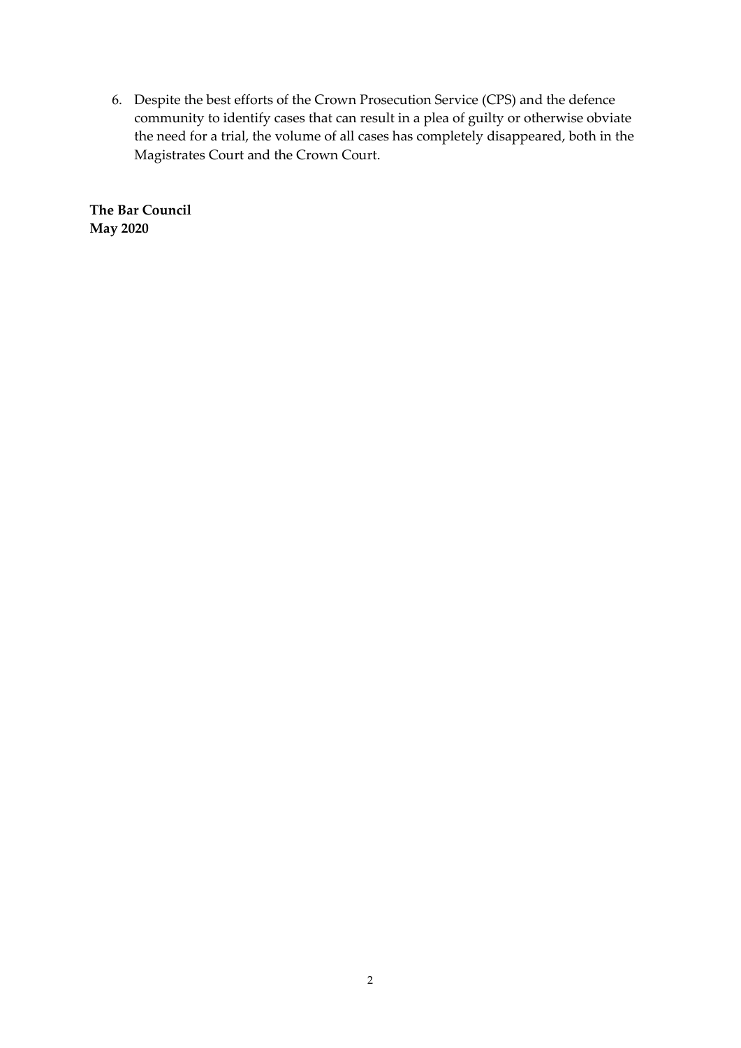6. Despite the best efforts of the Crown Prosecution Service (CPS) and the defence community to identify cases that can result in a plea of guilty or otherwise obviate the need for a trial, the volume of all cases has completely disappeared, both in the Magistrates Court and the Crown Court.

**The Bar Council**
**May 2020**